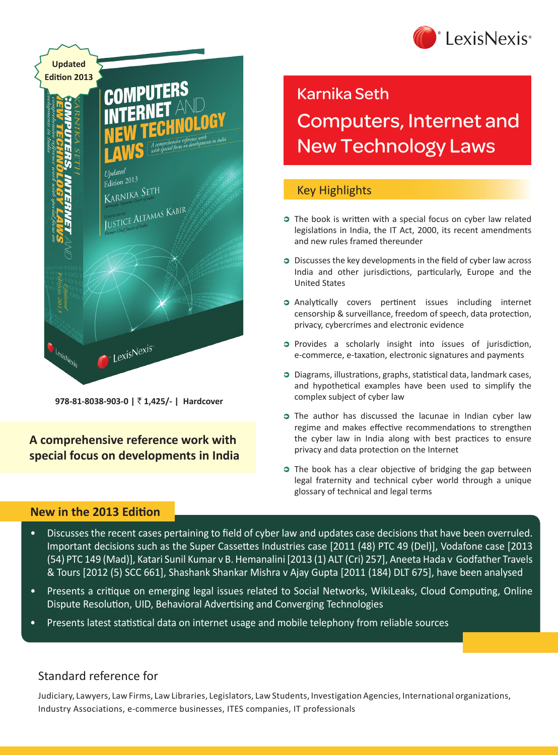LexisNexis®

Updated Edition 2013

978-81-8038-903-0 | ₹ 1,425/- | Hardcover

**A comprehensive reference work with special focus on developments in India**

# Karnika Seth

# Computers, Internet and New Technology Laws

## Key Highlights

- The book is written with a special focus on cyber law related legislations in India, the IT Act, 2000, its recent amendments and new rules framed thereunder
- Discusses the key developments in the field of cyber law across India and other jurisdictions, particularly, Europe and the United States
- Analytically covers pertinent issues including internet censorship & surveillance, freedom of speech, data protection, privacy, cybercrimes and electronic evidence
- Provides a scholarly insight into issues of jurisdiction, e-commerce, e-taxation, electronic signatures and payments
- Diagrams, illustrations, graphs, statistical data, landmark cases, and hypothetical examples have been used to simplify the complex subject of cyber law
- The author has discussed the lacunae in Indian cyber law regime and makes effective recommendations to strengthen the cyber law in India along with best practices to ensure privacy and data protection on the Internet
- The book has a clear objective of bridging the gap between legal fraternity and technical cyber world through a unique glossary of technical and legal terms

## New in the 2013 Edition

- Discusses the recent cases pertaining to field of cyber law and updates case decisions that have been overruled. Important decisions such as the Super Cassettes Industries case [2011 (48) PTC 49 (Del)], Vodafone case [2013 (54) PTC 149 (Mad)], Katari Sunil Kumar v B. Hemanalini [2013 (1) ALT (Cri) 257], Aneeta Hada v Godfather Travels & Tours [2012 (5) SCC 661], Shashank Shankar Mishra v Ajay Gupta [2011 (184) DLT 675], have been analysed
- Presents a critique on emerging legal issues related to Social Networks, WikiLeaks, Cloud Computing, Online Dispute Resolution, UID, Behavioral Advertising and Converging Technologies
- Presents latest statistical data on internet usage and mobile telephony from reliable sources

## Standard reference for

Judiciary, Lawyers, Law Firms, Law Libraries, Legislators, Law Students, Investigation Agencies, International organizations, Industry Associations, e-commerce businesses, ITES companies, IT professionals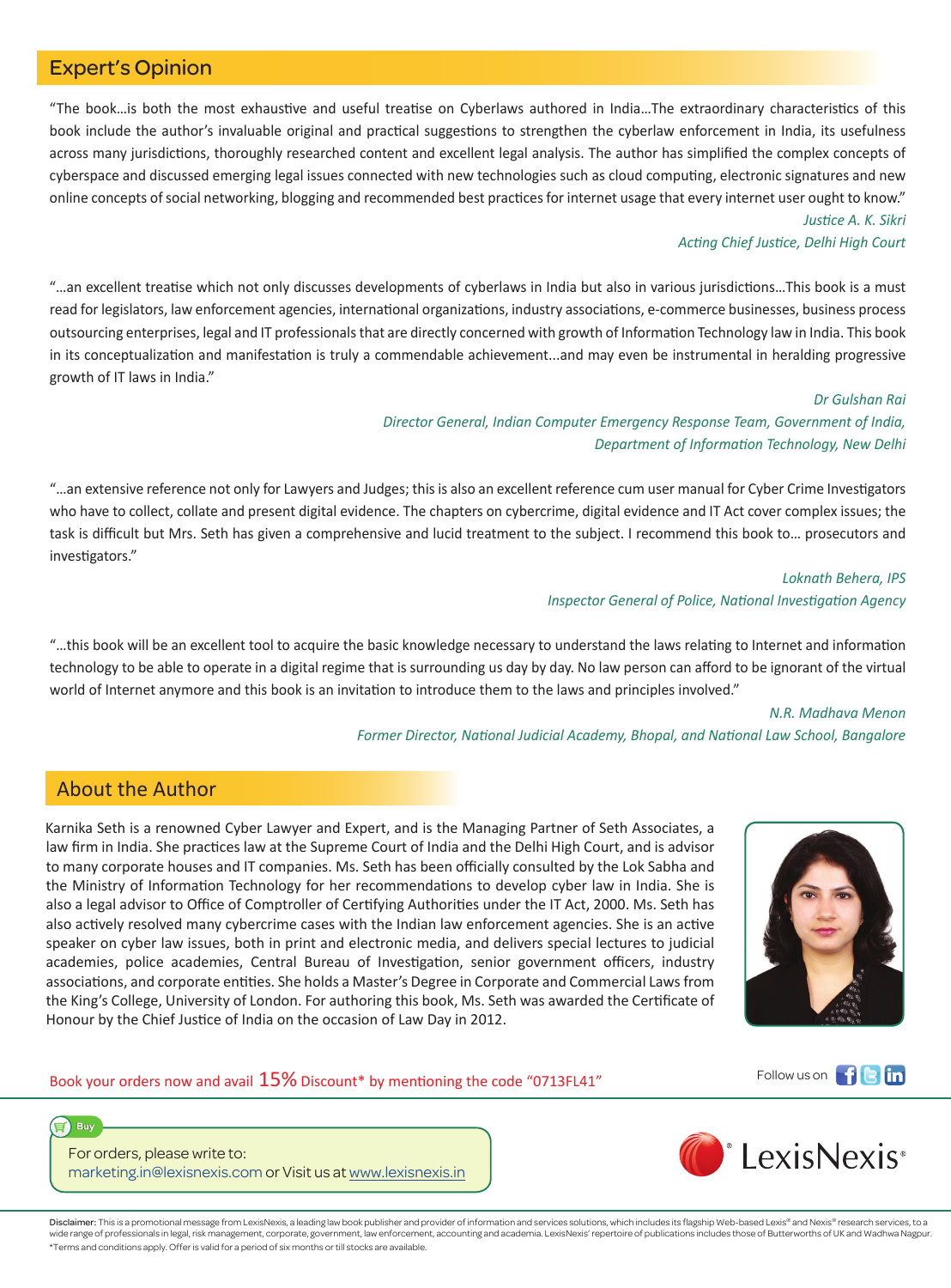## Expert's Opinion

"The book…is both the most exhaustive and useful treatise on Cyberlaws authored in India…The extraordinary characteristics of this book include the author's invaluable original and practical suggestions to strengthen the cyberlaw enforcement in India, its usefulness across many jurisdictions, thoroughly researched content and excellent legal analysis. The author has simplified the complex concepts of cyberspace and discussed emerging legal issues connected with new technologies such as cloud computing, electronic signatures and new online concepts of social networking, blogging and recommended best practices for internet usage that every internet user ought to know."

*Justice A. K. Sikri*
*Acting Chief Justice, Delhi High Court*

"…an excellent treatise which not only discusses developments of cyberlaws in India but also in various jurisdictions…This book is a must read for legislators, law enforcement agencies, international organizations, industry associations, e-commerce businesses, business process outsourcing enterprises, legal and IT professionals that are directly concerned with growth of Information Technology law in India. This book in its conceptualization and manifestation is truly a commendable achievement...and may even be instrumental in heralding progressive growth of IT laws in India."

*Dr Gulshan Rai*
*Director General, Indian Computer Emergency Response Team, Government of India, Department of Information Technology, New Delhi*

"…an extensive reference not only for Lawyers and Judges; this is also an excellent reference cum user manual for Cyber Crime Investigators who have to collect, collate and present digital evidence. The chapters on cybercrime, digital evidence and IT Act cover complex issues; the task is difficult but Mrs. Seth has given a comprehensive and lucid treatment to the subject. I recommend this book to… prosecutors and investigators."

*Loknath Behera, IPS*
*Inspector General of Police, National Investigation Agency*

"…this book will be an excellent tool to acquire the basic knowledge necessary to understand the laws relating to Internet and information technology to be able to operate in a digital regime that is surrounding us day by day. No law person can afford to be ignorant of the virtual world of Internet anymore and this book is an invitation to introduce them to the laws and principles involved."

*N.R. Madhava Menon*
*Former Director, National Judicial Academy, Bhopal, and National Law School, Bangalore*

## About the Author

Karnika Seth is a renowned Cyber Lawyer and Expert, and is the Managing Partner of Seth Associates, a law firm in India. She practices law at the Supreme Court of India and the Delhi High Court, and is advisor to many corporate houses and IT companies. Ms. Seth has been officially consulted by the Lok Sabha and the Ministry of Information Technology for her recommendations to develop cyber law in India. She is also a legal advisor to Office of Comptroller of Certifying Authorities under the IT Act, 2000. Ms. Seth has also actively resolved many cybercrime cases with the Indian law enforcement agencies. She is an active speaker on cyber law issues, both in print and electronic media, and delivers special lectures to judicial academies, police academies, Central Bureau of Investigation, senior government officers, industry associations, and corporate entities. She holds a Master's Degree in Corporate and Commercial Laws from the King's College, University of London. For authoring this book, Ms. Seth was awarded the Certificate of Honour by the Chief Justice of India on the occasion of Law Day in 2012.

Book your orders now and avail 15% Discount* by mentioning the code "0713FL41"

Follow us on

Buy

For orders, please write to:
marketing.in@lexisnexis.com or Visit us at www.lexisnexis.in

LexisNexis®

**Disclaimer:** This is a promotional message from LexisNexis, a leading law book publisher and provider of information and services solutions, which includes its flagship Web-based Lexis® and Nexis® research services, to a wide range of professionals in legal, risk management, corporate, government, law enforcement, accounting and academia. LexisNexis' repertoire of publications includes those of Butterworths of UK and Wadhwa Nagpur.
*Terms and conditions apply. Offer is valid for a period of six months or till stocks are available.